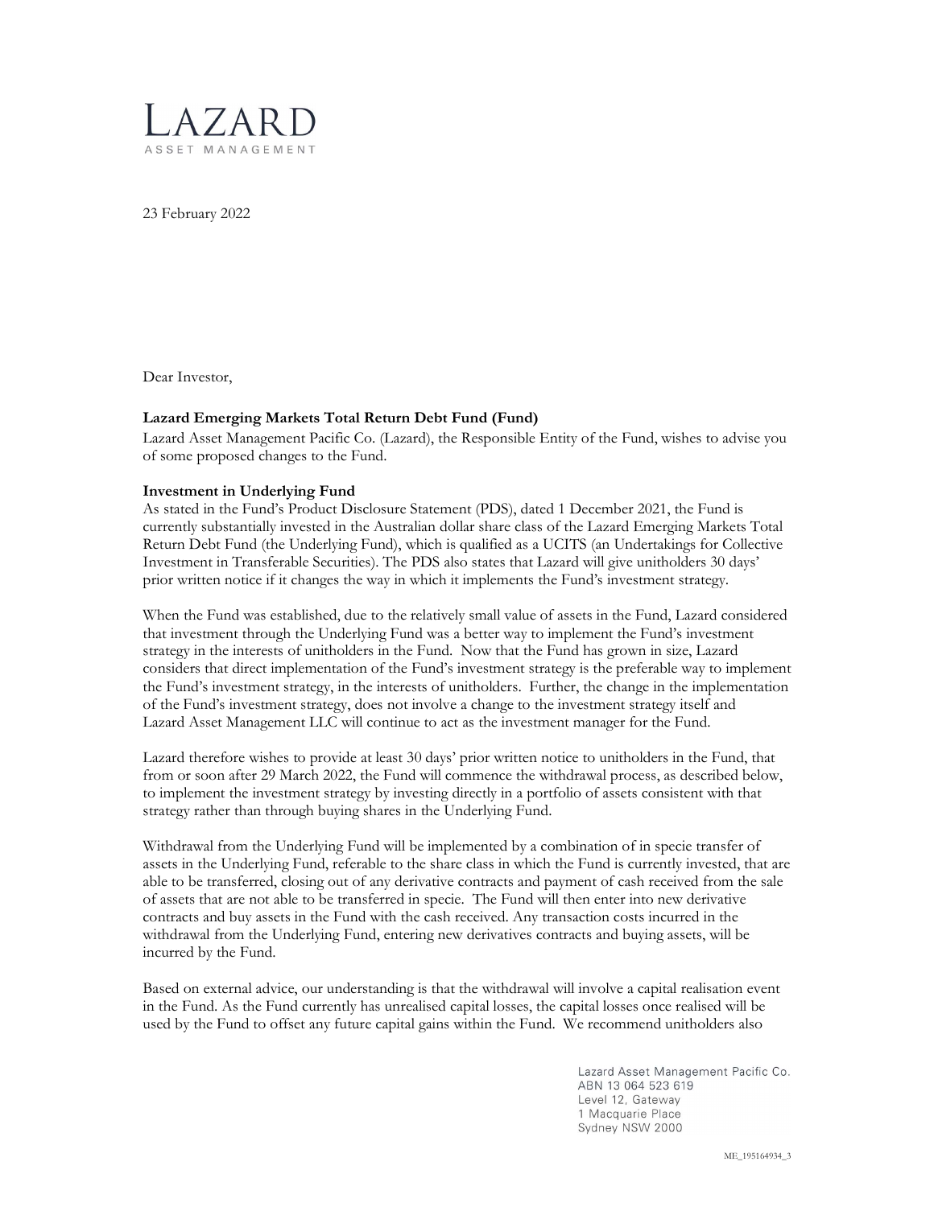LAZARD
ASSET MANAGEMENT

23 February 2022

Dear Investor,

**Lazard Emerging Markets Total Return Debt Fund (Fund)**
Lazard Asset Management Pacific Co. (Lazard), the Responsible Entity of the Fund, wishes to advise you of some proposed changes to the Fund.

**Investment in Underlying Fund**
As stated in the Fund's Product Disclosure Statement (PDS), dated 1 December 2021, the Fund is currently substantially invested in the Australian dollar share class of the Lazard Emerging Markets Total Return Debt Fund (the Underlying Fund), which is qualified as a UCITS (an Undertakings for Collective Investment in Transferable Securities). The PDS also states that Lazard will give unitholders 30 days' prior written notice if it changes the way in which it implements the Fund's investment strategy.

When the Fund was established, due to the relatively small value of assets in the Fund, Lazard considered that investment through the Underlying Fund was a better way to implement the Fund's investment strategy in the interests of unitholders in the Fund. Now that the Fund has grown in size, Lazard considers that direct implementation of the Fund's investment strategy is the preferable way to implement the Fund's investment strategy, in the interests of unitholders. Further, the change in the implementation of the Fund's investment strategy, does not involve a change to the investment strategy itself and Lazard Asset Management LLC will continue to act as the investment manager for the Fund.

Lazard therefore wishes to provide at least 30 days' prior written notice to unitholders in the Fund, that from or soon after 29 March 2022, the Fund will commence the withdrawal process, as described below, to implement the investment strategy by investing directly in a portfolio of assets consistent with that strategy rather than through buying shares in the Underlying Fund.

Withdrawal from the Underlying Fund will be implemented by a combination of in specie transfer of assets in the Underlying Fund, referable to the share class in which the Fund is currently invested, that are able to be transferred, closing out of any derivative contracts and payment of cash received from the sale of assets that are not able to be transferred in specie. The Fund will then enter into new derivative contracts and buy assets in the Fund with the cash received. Any transaction costs incurred in the withdrawal from the Underlying Fund, entering new derivatives contracts and buying assets, will be incurred by the Fund.

Based on external advice, our understanding is that the withdrawal will involve a capital realisation event in the Fund. As the Fund currently has unrealised capital losses, the capital losses once realised will be used by the Fund to offset any future capital gains within the Fund. We recommend unitholders also

Lazard Asset Management Pacific Co.
ABN 13 064 523 619
Level 12, Gateway
1 Macquarie Place
Sydney NSW 2000

ME_195164934_3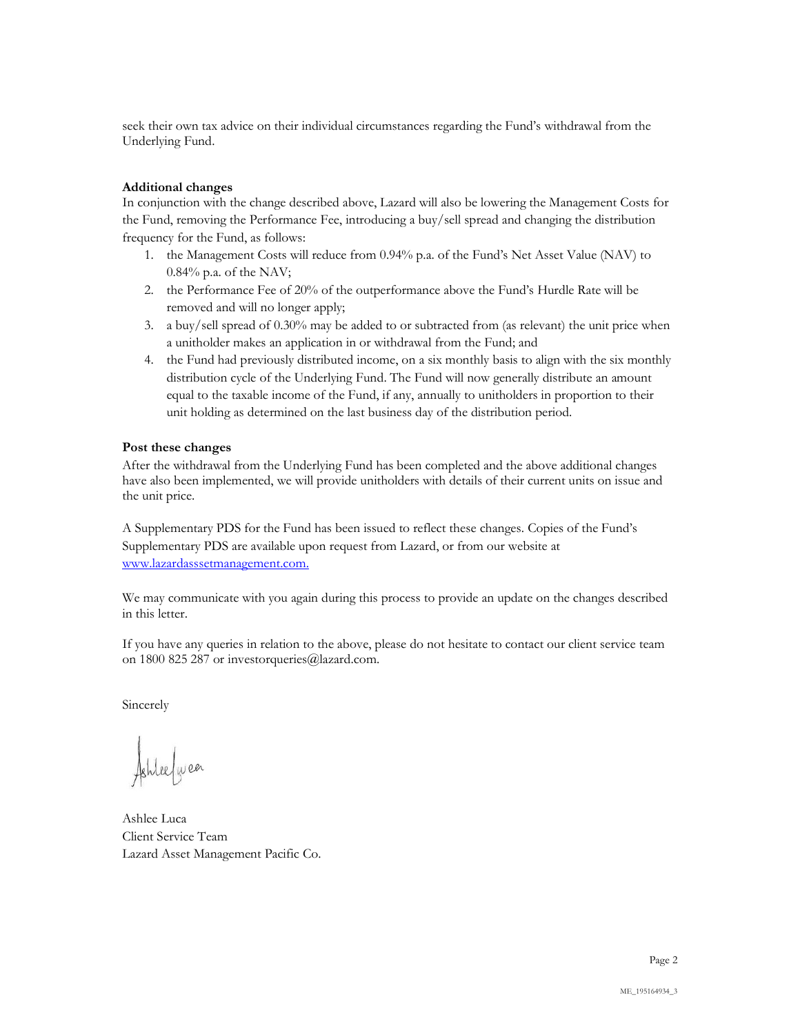seek their own tax advice on their individual circumstances regarding the Fund's withdrawal from the Underlying Fund.

**Additional changes**

In conjunction with the change described above, Lazard will also be lowering the Management Costs for the Fund, removing the Performance Fee, introducing a buy/sell spread and changing the distribution frequency for the Fund, as follows:

1. the Management Costs will reduce from 0.94% p.a. of the Fund's Net Asset Value (NAV) to 0.84% p.a. of the NAV;
2. the Performance Fee of 20% of the outperformance above the Fund's Hurdle Rate will be removed and will no longer apply;
3. a buy/sell spread of 0.30% may be added to or subtracted from (as relevant) the unit price when a unitholder makes an application in or withdrawal from the Fund; and
4. the Fund had previously distributed income, on a six monthly basis to align with the six monthly distribution cycle of the Underlying Fund. The Fund will now generally distribute an amount equal to the taxable income of the Fund, if any, annually to unitholders in proportion to their unit holding as determined on the last business day of the distribution period.

**Post these changes**

After the withdrawal from the Underlying Fund has been completed and the above additional changes have also been implemented, we will provide unitholders with details of their current units on issue and the unit price.

A Supplementary PDS for the Fund has been issued to reflect these changes. Copies of the Fund's Supplementary PDS are available upon request from Lazard, or from our website at www.lazardasssetmanagement.com.

We may communicate with you again during this process to provide an update on the changes described in this letter.

If you have any queries in relation to the above, please do not hesitate to contact our client service team on 1800 825 287 or investorqueries@lazard.com.

Sincerely

Ashlee Luca
Client Service Team
Lazard Asset Management Pacific Co.

ME_195164934_3